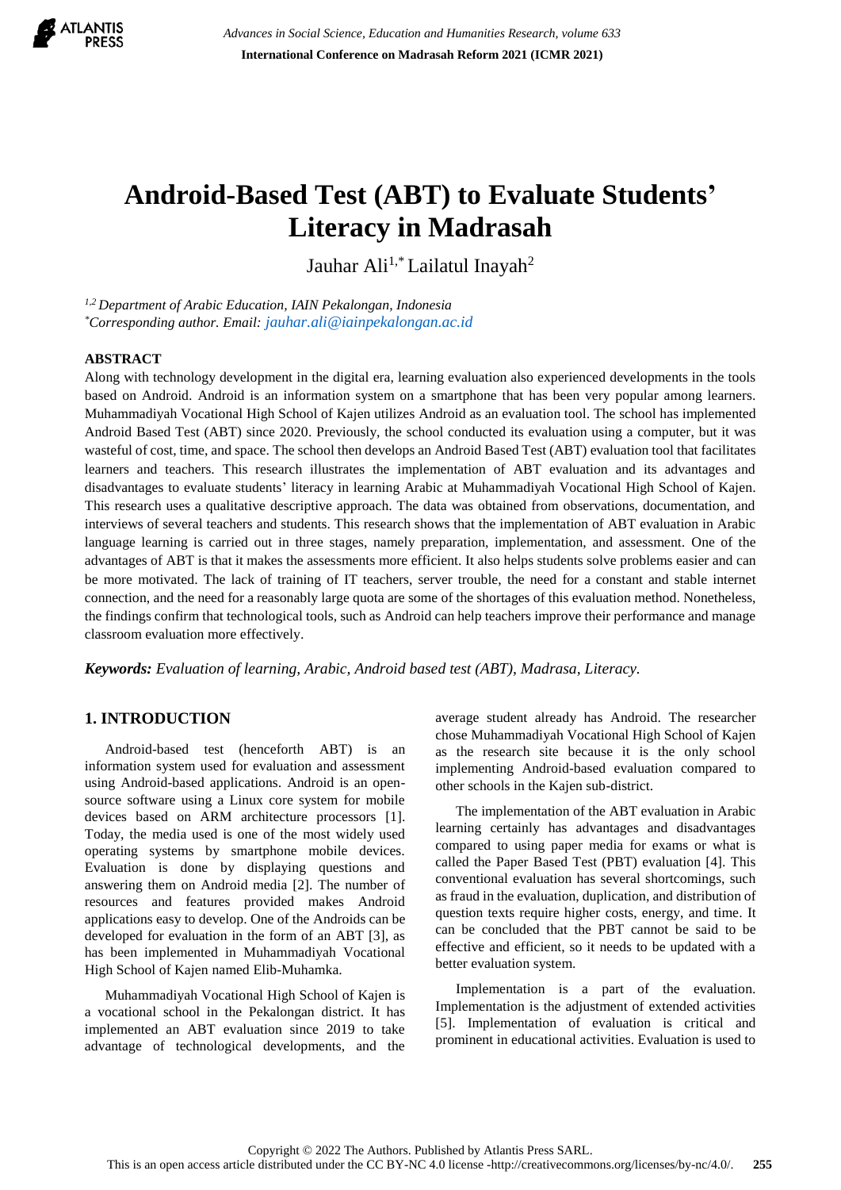# Android-Based Test (ABT) to Evaluate Students' Literacy in Madrasah

Jauhar Ali[1,*] Lailatul Inayah[2]

[1,2] *Department of Arabic Education, IAIN Pekalongan, Indonesia*
[*] *Corresponding author. Email: jauhar.ali@iainpekalongan.ac.id*

## ABSTRACT

Along with technology development in the digital era, learning evaluation also experienced developments in the tools based on Android. Android is an information system on a smartphone that has been very popular among learners. Muhammadiyah Vocational High School of Kajen utilizes Android as an evaluation tool. The school has implemented Android Based Test (ABT) since 2020. Previously, the school conducted its evaluation using a computer, but it was wasteful of cost, time, and space. The school then develops an Android Based Test (ABT) evaluation tool that facilitates learners and teachers. This research illustrates the implementation of ABT evaluation and its advantages and disadvantages to evaluate students' literacy in learning Arabic at Muhammadiyah Vocational High School of Kajen. This research uses a qualitative descriptive approach. The data was obtained from observations, documentation, and interviews of several teachers and students. This research shows that the implementation of ABT evaluation in Arabic language learning is carried out in three stages, namely preparation, implementation, and assessment. One of the advantages of ABT is that it makes the assessments more efficient. It also helps students solve problems easier and can be more motivated. The lack of training of IT teachers, server trouble, the need for a constant and stable internet connection, and the need for a reasonably large quota are some of the shortages of this evaluation method. Nonetheless, the findings confirm that technological tools, such as Android can help teachers improve their performance and manage classroom evaluation more effectively.

***Keywords:*** *Evaluation of learning, Arabic, Android based test (ABT), Madrasa, Literacy.*

## 1. INTRODUCTION

Android-based test (henceforth ABT) is an information system used for evaluation and assessment using Android-based applications. Android is an open-source software using a Linux core system for mobile devices based on ARM architecture processors [1]. Today, the media used is one of the most widely used operating systems by smartphone mobile devices. Evaluation is done by displaying questions and answering them on Android media [2]. The number of resources and features provided makes Android applications easy to develop. One of the Androids can be developed for evaluation in the form of an ABT [3], as has been implemented in Muhammadiyah Vocational High School of Kajen named Elib-Muhamka.

Muhammadiyah Vocational High School of Kajen is a vocational school in the Pekalongan district. It has implemented an ABT evaluation since 2019 to take advantage of technological developments, and the average student already has Android. The researcher chose Muhammadiyah Vocational High School of Kajen as the research site because it is the only school implementing Android-based evaluation compared to other schools in the Kajen sub-district.

The implementation of the ABT evaluation in Arabic learning certainly has advantages and disadvantages compared to using paper media for exams or what is called the Paper Based Test (PBT) evaluation [4]. This conventional evaluation has several shortcomings, such as fraud in the evaluation, duplication, and distribution of question texts require higher costs, energy, and time. It can be concluded that the PBT cannot be said to be effective and efficient, so it needs to be updated with a better evaluation system.

Implementation is a part of the evaluation. Implementation is the adjustment of extended activities [5]. Implementation of evaluation is critical and prominent in educational activities. Evaluation is used to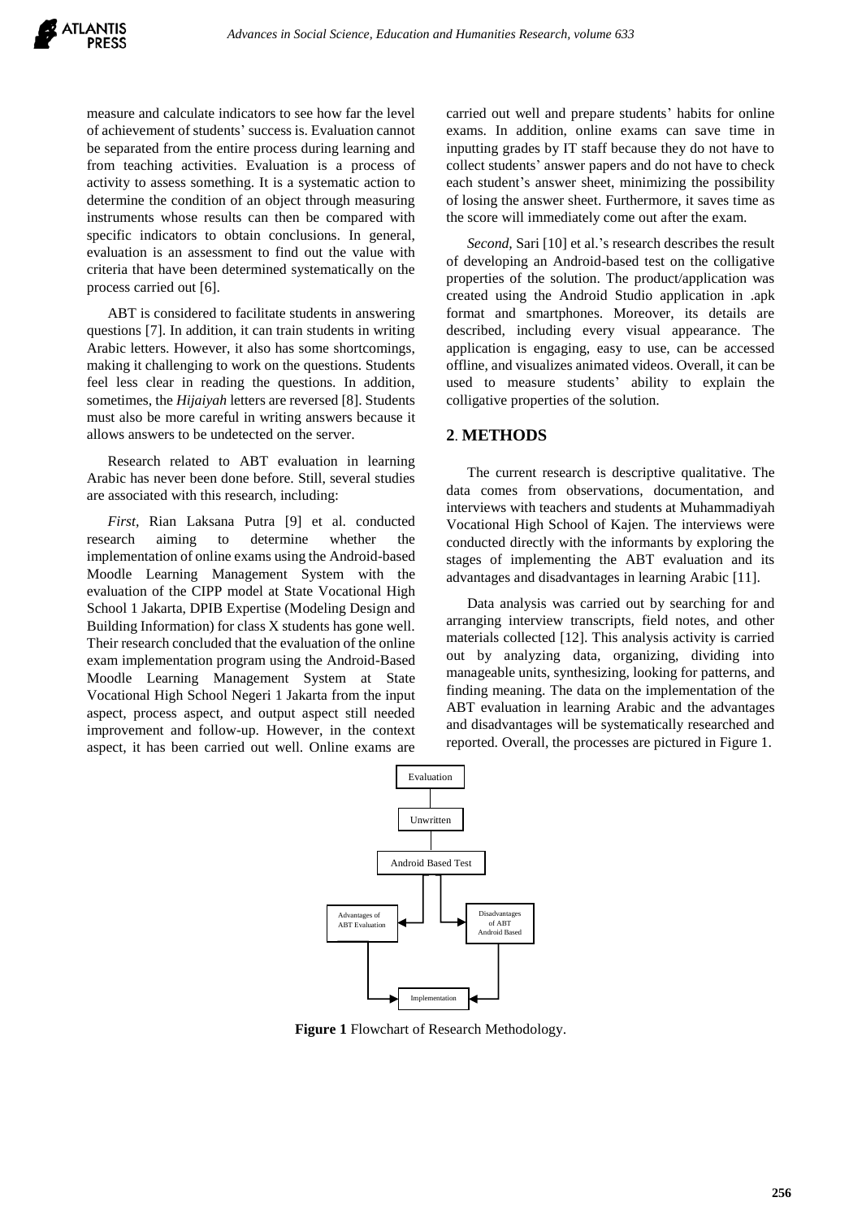measure and calculate indicators to see how far the level of achievement of students' success is. Evaluation cannot be separated from the entire process during learning and from teaching activities. Evaluation is a process of activity to assess something. It is a systematic action to determine the condition of an object through measuring instruments whose results can then be compared with specific indicators to obtain conclusions. In general, evaluation is an assessment to find out the value with criteria that have been determined systematically on the process carried out [6].

ABT is considered to facilitate students in answering questions [7]. In addition, it can train students in writing Arabic letters. However, it also has some shortcomings, making it challenging to work on the questions. Students feel less clear in reading the questions. In addition, sometimes, the *Hijaiyah* letters are reversed [8]. Students must also be more careful in writing answers because it allows answers to be undetected on the server.

Research related to ABT evaluation in learning Arabic has never been done before. Still, several studies are associated with this research, including:

*First*, Rian Laksana Putra [9] et al. conducted research aiming to determine whether the implementation of online exams using the Android-based Moodle Learning Management System with the evaluation of the CIPP model at State Vocational High School 1 Jakarta, DPIB Expertise (Modeling Design and Building Information) for class X students has gone well. Their research concluded that the evaluation of the online exam implementation program using the Android-Based Moodle Learning Management System at State Vocational High School Negeri 1 Jakarta from the input aspect, process aspect, and output aspect still needed improvement and follow-up. However, in the context aspect, it has been carried out well. Online exams are carried out well and prepare students' habits for online exams. In addition, online exams can save time in inputting grades by IT staff because they do not have to collect students' answer papers and do not have to check each student's answer sheet, minimizing the possibility of losing the answer sheet. Furthermore, it saves time as the score will immediately come out after the exam.

*Second*, Sari [10] et al.'s research describes the result of developing an Android-based test on the colligative properties of the solution. The product/application was created using the Android Studio application in .apk format and smartphones. Moreover, its details are described, including every visual appearance. The application is engaging, easy to use, can be accessed offline, and visualizes animated videos. Overall, it can be used to measure students' ability to explain the colligative properties of the solution.

## 2. METHODS

The current research is descriptive qualitative. The data comes from observations, documentation, and interviews with teachers and students at Muhammadiyah Vocational High School of Kajen. The interviews were conducted directly with the informants by exploring the stages of implementing the ABT evaluation and its advantages and disadvantages in learning Arabic [11].

Data analysis was carried out by searching for and arranging interview transcripts, field notes, and other materials collected [12]. This analysis activity is carried out by analyzing data, organizing, dividing into manageable units, synthesizing, looking for patterns, and finding meaning. The data on the implementation of the ABT evaluation in learning Arabic and the advantages and disadvantages will be systematically researched and reported. Overall, the processes are pictured in Figure 1.

Evaluation → Unwritten → Android Based Test → Advantages of ABT Evaluation / Disadvantages of ABT Android Based → Implementation

**Figure 1** Flowchart of Research Methodology.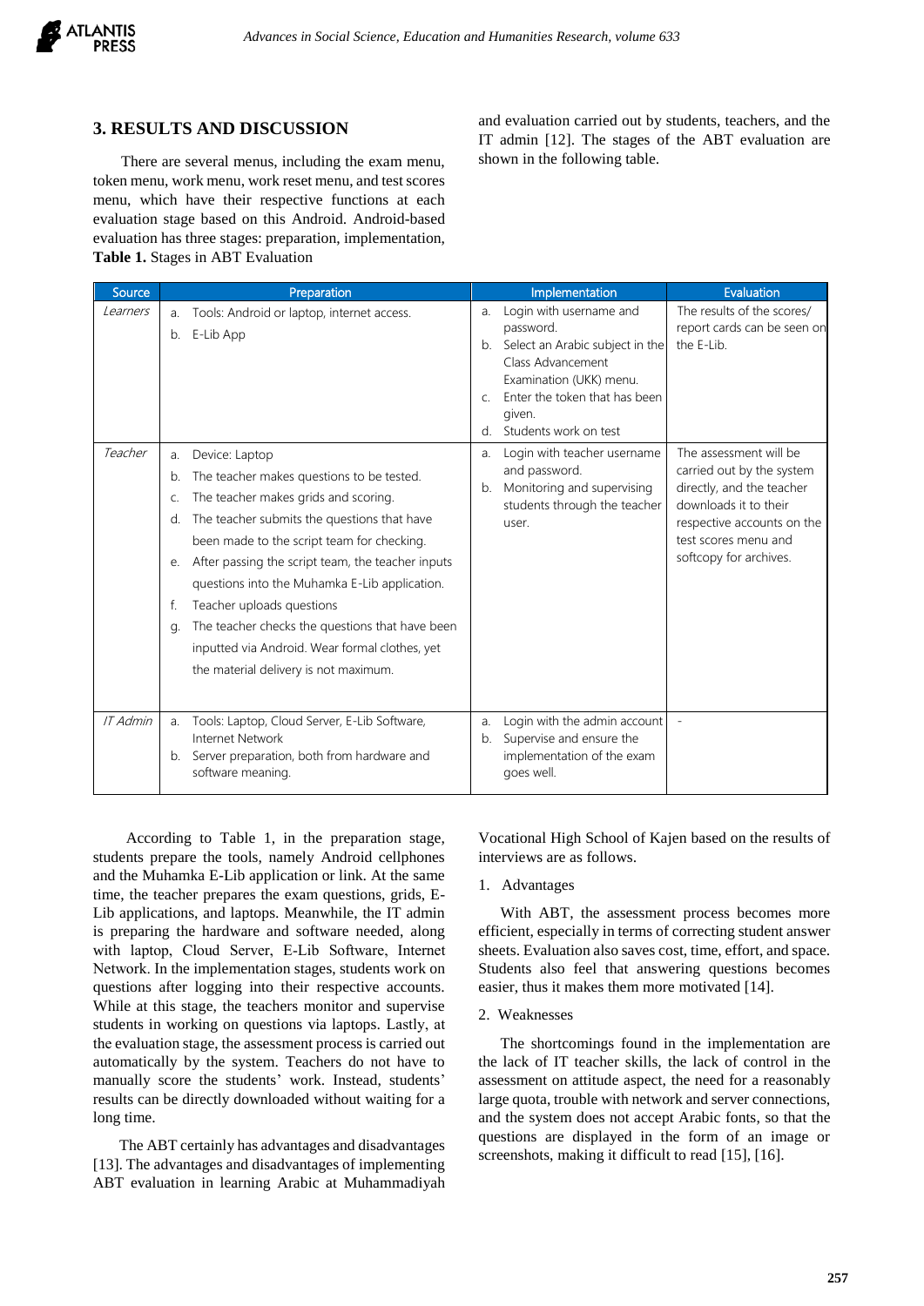## 3. RESULTS AND DISCUSSION

There are several menus, including the exam menu, token menu, work menu, work reset menu, and test scores menu, which have their respective functions at each evaluation stage based on this Android. Android-based evaluation has three stages: preparation, implementation, and evaluation carried out by students, teachers, and the IT admin [12]. The stages of the ABT evaluation are shown in the following table.

**Table 1.** Stages in ABT Evaluation

| Source | Preparation | Implementation | Evaluation |
|---|---|---|---|
| *Learners* | a. Tools: Android or laptop, internet access.<br>b. E-Lib App | a. Login with username and password.<br>b. Select an Arabic subject in the Class Advancement Examination (UKK) menu.<br>c. Enter the token that has been given.<br>d. Students work on test | The results of the scores/ report cards can be seen on the E-Lib. |
| *Teacher* | a. Device: Laptop<br>b. The teacher makes questions to be tested.<br>c. The teacher makes grids and scoring.<br>d. The teacher submits the questions that have been made to the script team for checking.<br>e. After passing the script team, the teacher inputs questions into the Muhamka E-Lib application.<br>f. Teacher uploads questions<br>g. The teacher checks the questions that have been inputted via Android. Wear formal clothes, yet the material delivery is not maximum. | a. Login with teacher username and password.<br>b. Monitoring and supervising students through the teacher user. | The assessment will be carried out by the system directly, and the teacher downloads it to their respective accounts on the test scores menu and softcopy for archives. |
| *IT Admin* | a. Tools: Laptop, Cloud Server, E-Lib Software, Internet Network<br>b. Server preparation, both from hardware and software meaning. | a. Login with the admin account<br>b. Supervise and ensure the implementation of the exam goes well. | - |

According to Table 1, in the preparation stage, students prepare the tools, namely Android cellphones and the Muhamka E-Lib application or link. At the same time, the teacher prepares the exam questions, grids, E-Lib applications, and laptops. Meanwhile, the IT admin is preparing the hardware and software needed, along with laptop, Cloud Server, E-Lib Software, Internet Network. In the implementation stages, students work on questions after logging into their respective accounts. While at this stage, the teachers monitor and supervise students in working on questions via laptops. Lastly, at the evaluation stage, the assessment process is carried out automatically by the system. Teachers do not have to manually score the students' work. Instead, students' results can be directly downloaded without waiting for a long time.

The ABT certainly has advantages and disadvantages [13]. The advantages and disadvantages of implementing ABT evaluation in learning Arabic at Muhammadiyah Vocational High School of Kajen based on the results of interviews are as follows.

1. Advantages

With ABT, the assessment process becomes more efficient, especially in terms of correcting student answer sheets. Evaluation also saves cost, time, effort, and space. Students also feel that answering questions becomes easier, thus it makes them more motivated [14].

2. Weaknesses

The shortcomings found in the implementation are the lack of IT teacher skills, the lack of control in the assessment on attitude aspect, the need for a reasonably large quota, trouble with network and server connections, and the system does not accept Arabic fonts, so that the questions are displayed in the form of an image or screenshots, making it difficult to read [15], [16].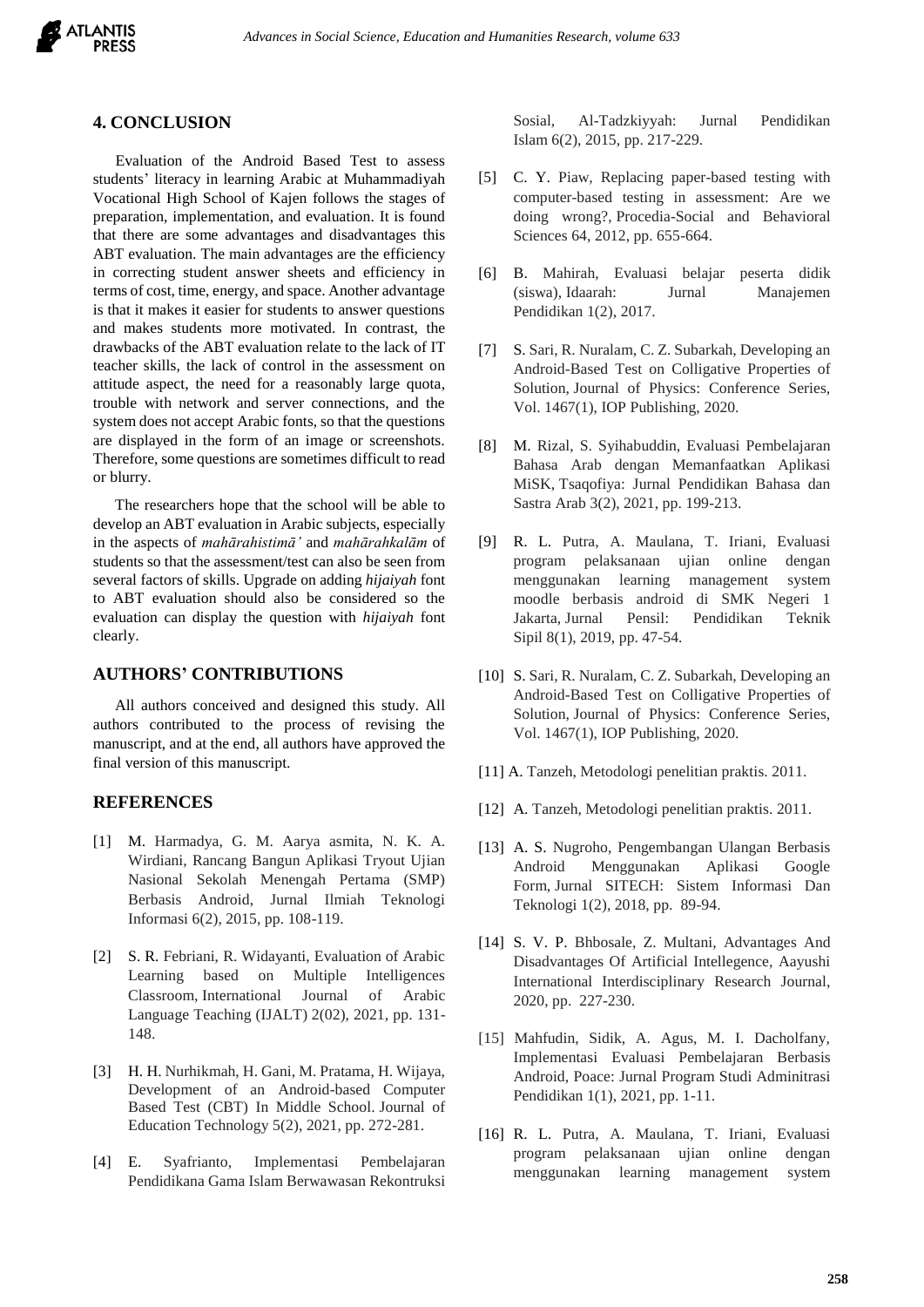## 4. CONCLUSION

Evaluation of the Android Based Test to assess students' literacy in learning Arabic at Muhammadiyah Vocational High School of Kajen follows the stages of preparation, implementation, and evaluation. It is found that there are some advantages and disadvantages this ABT evaluation. The main advantages are the efficiency in correcting student answer sheets and efficiency in terms of cost, time, energy, and space. Another advantage is that it makes it easier for students to answer questions and makes students more motivated. In contrast, the drawbacks of the ABT evaluation relate to the lack of IT teacher skills, the lack of control in the assessment on attitude aspect, the need for a reasonably large quota, trouble with network and server connections, and the system does not accept Arabic fonts, so that the questions are displayed in the form of an image or screenshots. Therefore, some questions are sometimes difficult to read or blurry.

The researchers hope that the school will be able to develop an ABT evaluation in Arabic subjects, especially in the aspects of *mahārahistimā'* and *mahārahkalām* of students so that the assessment/test can also be seen from several factors of skills. Upgrade on adding *hijaiyah* font to ABT evaluation should also be considered so the evaluation can display the question with *hijaiyah* font clearly.

## AUTHORS' CONTRIBUTIONS

All authors conceived and designed this study. All authors contributed to the process of revising the manuscript, and at the end, all authors have approved the final version of this manuscript.

## REFERENCES

[1] M. Harmadya, G. M. Aarya asmita, N. K. A. Wirdiani, Rancang Bangun Aplikasi Tryout Ujian Nasional Sekolah Menengah Pertama (SMP) Berbasis Android, Jurnal Ilmiah Teknologi Informasi 6(2), 2015, pp. 108-119.

[2] S. R. Febriani, R. Widayanti, Evaluation of Arabic Learning based on Multiple Intelligences Classroom, International Journal of Arabic Language Teaching (IJALT) 2(02), 2021, pp. 131-148.

[3] H. H. Nurhikmah, H. Gani, M. Pratama, H. Wijaya, Development of an Android-based Computer Based Test (CBT) In Middle School. Journal of Education Technology 5(2), 2021, pp. 272-281.

[4] E. Syafrianto, Implementasi Pembelajaran Pendidikana Gama Islam Berwawasan Rekontruksi Sosial, Al-Tadzkiyyah: Jurnal Pendidikan Islam 6(2), 2015, pp. 217-229.

[5] C. Y. Piaw, Replacing paper-based testing with computer-based testing in assessment: Are we doing wrong?, Procedia-Social and Behavioral Sciences 64, 2012, pp. 655-664.

[6] B. Mahirah, Evaluasi belajar peserta didik (siswa), Idaarah: Jurnal Manajemen Pendidikan 1(2), 2017.

[7] S. Sari, R. Nuralam, C. Z. Subarkah, Developing an Android-Based Test on Colligative Properties of Solution, Journal of Physics: Conference Series, Vol. 1467(1), IOP Publishing, 2020.

[8] M. Rizal, S. Syihabuddin, Evaluasi Pembelajaran Bahasa Arab dengan Memanfaatkan Aplikasi MiSK, Tsaqofiya: Jurnal Pendidikan Bahasa dan Sastra Arab 3(2), 2021, pp. 199-213.

[9] R. L. Putra, A. Maulana, T. Iriani, Evaluasi program pelaksanaan ujian online dengan menggunakan learning management system moodle berbasis android di SMK Negeri 1 Jakarta, Jurnal Pensil: Pendidikan Teknik Sipil 8(1), 2019, pp. 47-54.

[10] S. Sari, R. Nuralam, C. Z. Subarkah, Developing an Android-Based Test on Colligative Properties of Solution, Journal of Physics: Conference Series, Vol. 1467(1), IOP Publishing, 2020.

[11] A. Tanzeh, Metodologi penelitian praktis. 2011.

[12] A. Tanzeh, Metodologi penelitian praktis. 2011.

[13] A. S. Nugroho, Pengembangan Ulangan Berbasis Android Menggunakan Aplikasi Google Form, Jurnal SITECH: Sistem Informasi Dan Teknologi 1(2), 2018, pp. 89-94.

[14] S. V. P. Bhbosale, Z. Multani, Advantages And Disadvantages Of Artificial Intellegence, Aayushi International Interdisciplinary Research Journal, 2020, pp. 227-230.

[15] Mahfudin, Sidik, A. Agus, M. I. Dacholfany, Implementasi Evaluasi Pembelajaran Berbasis Android, Poace: Jurnal Program Studi Adminitrasi Pendidikan 1(1), 2021, pp. 1-11.

[16] R. L. Putra, A. Maulana, T. Iriani, Evaluasi program pelaksanaan ujian online dengan menggunakan learning management system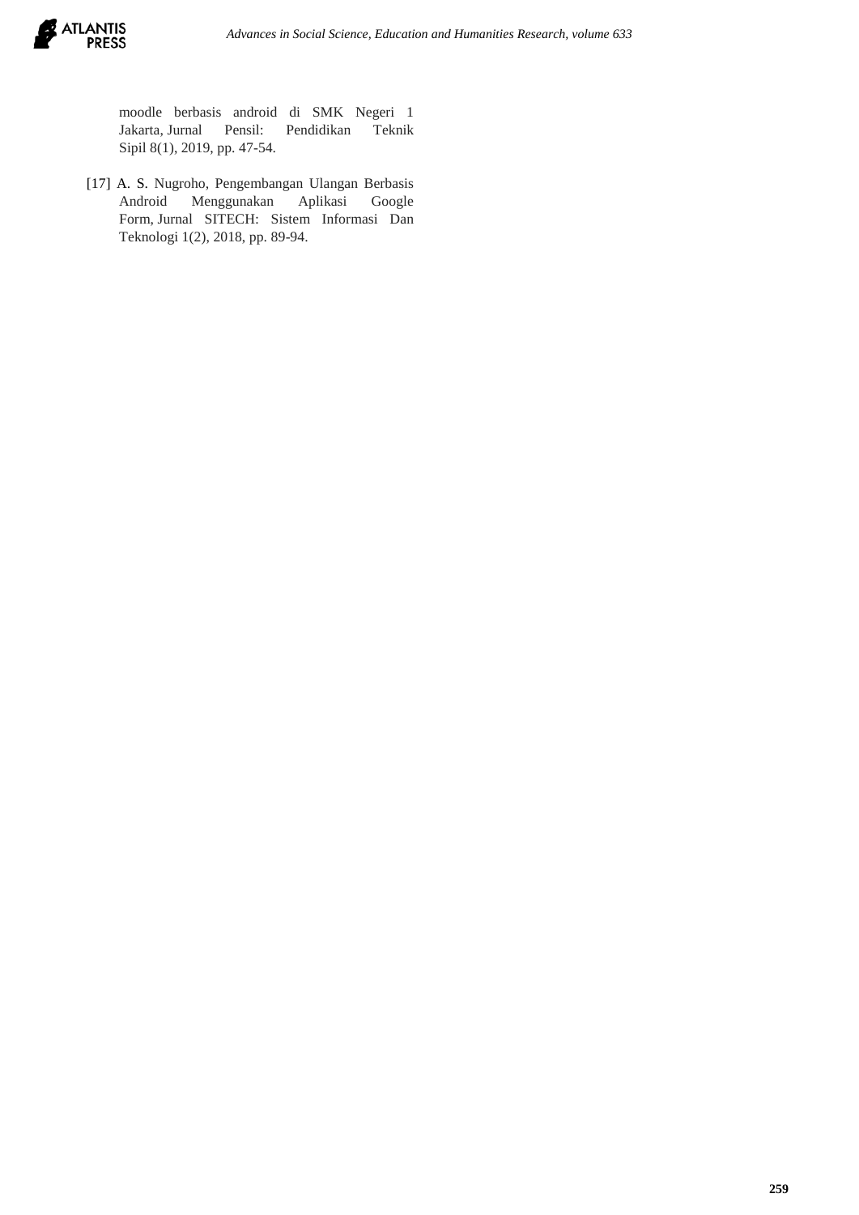moodle berbasis android di SMK Negeri 1 Jakarta, Jurnal Pensil: Pendidikan Teknik Sipil 8(1), 2019, pp. 47-54.

[17] A. S. Nugroho, Pengembangan Ulangan Berbasis Android Menggunakan Aplikasi Google Form, Jurnal SITECH: Sistem Informasi Dan Teknologi 1(2), 2018, pp. 89-94.